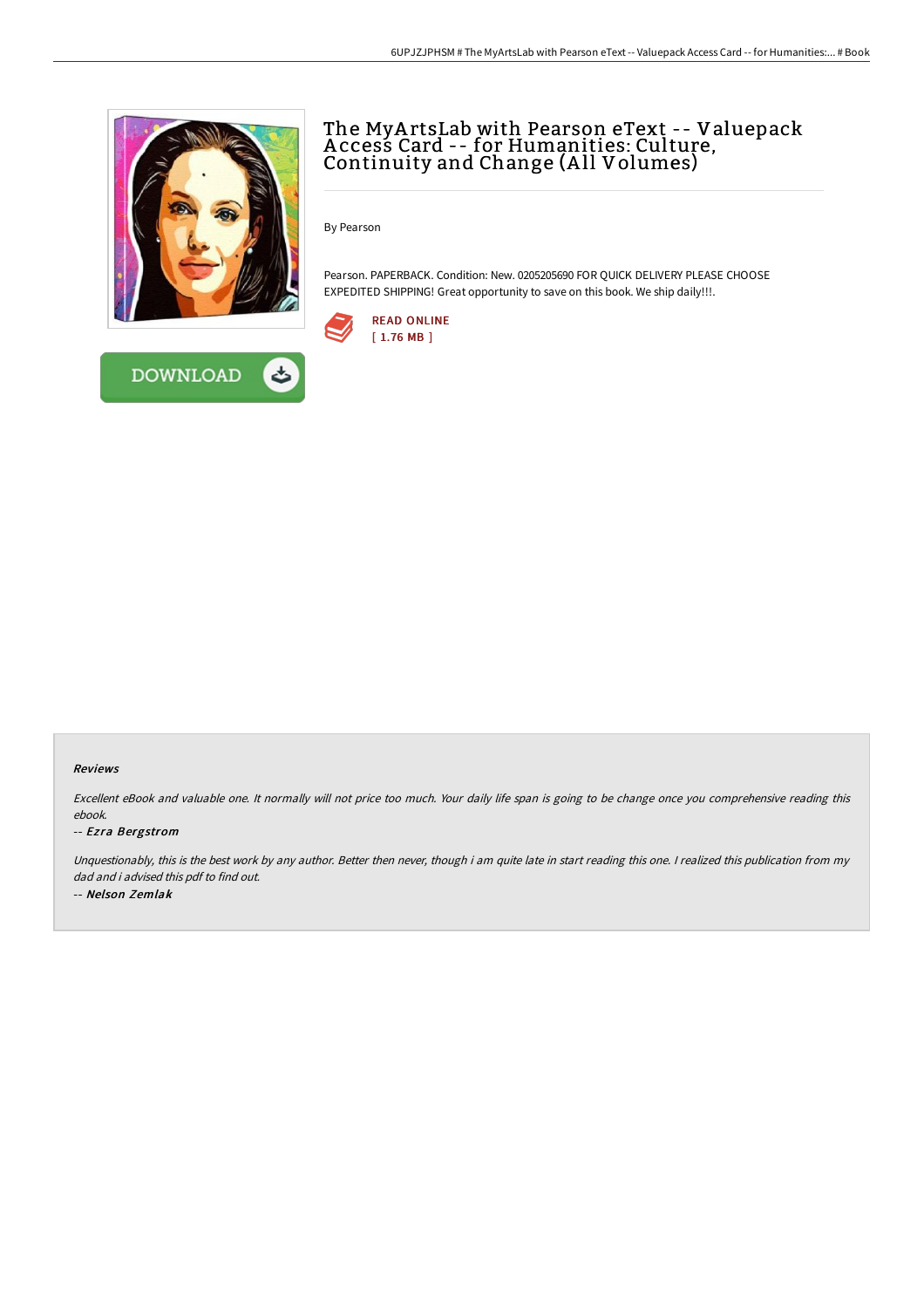# The MyArtsLab with Pearson eText -- Valuepack Access Card -- for Humanities: Culture, Continuity and Change (All Volumes)

By Pearson

Pearson. PAPERBACK. Condition: New. 0205205690 FOR QUICK DELIVERY PLEASE CHOOSE EXPEDITED SHIPPING! Great opportunity to save on this book. We ship daily!!!.

READ ONLINE
[ 1.76 MB ]

DOWNLOAD

### Reviews

*Excellent eBook and valuable one. It normally will not price too much. Your daily life span is going to be change once you comprehensive reading this ebook.*

*-- Ezra Bergstrom*

*Unquestionably, this is the best work by any author. Better then never, though i am quite late in start reading this one. I realized this publication from my dad and i advised this pdf to find out.*

*-- Nelson Zemlak*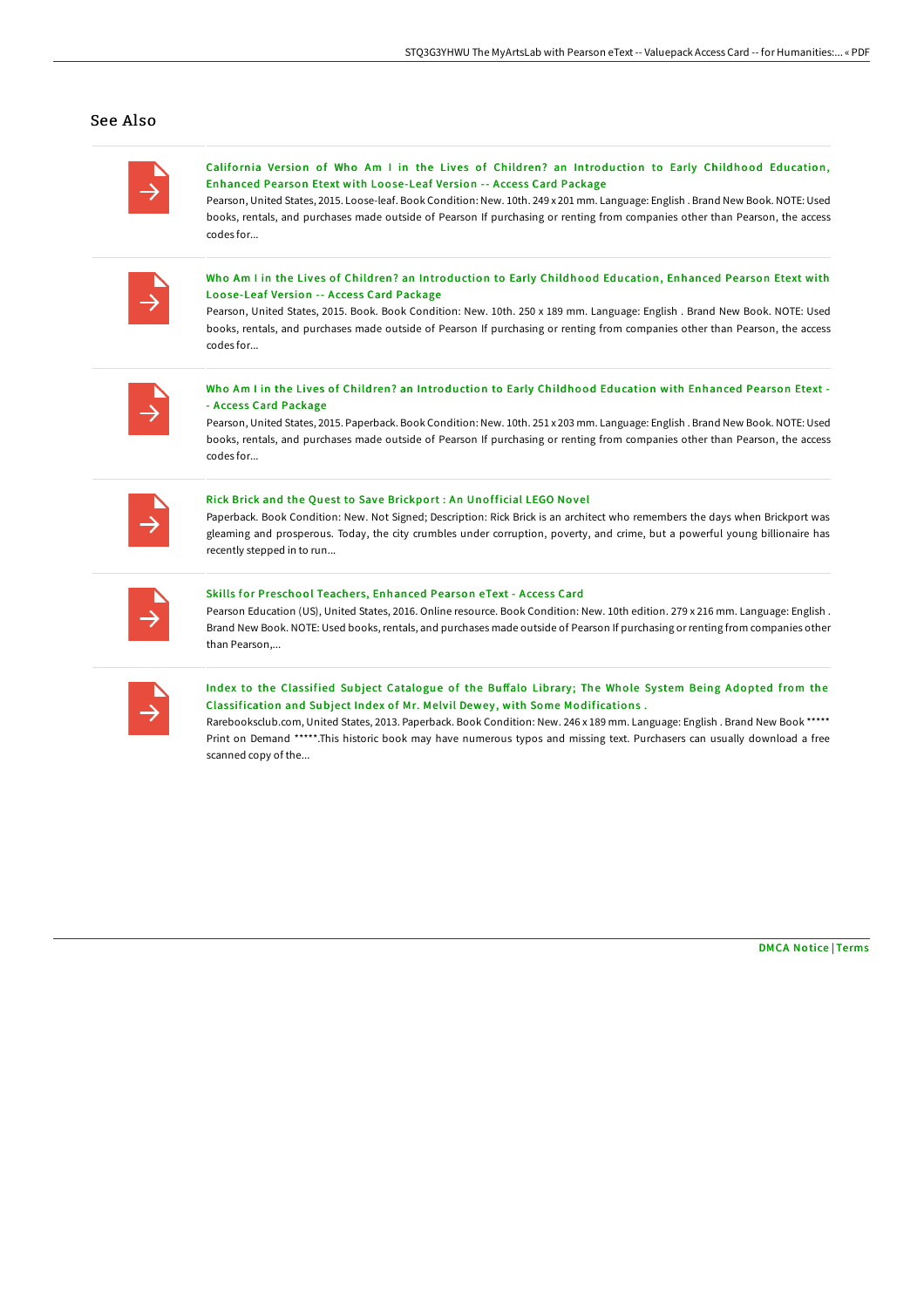## See Also

**California Version of Who Am I in the Lives of Children? an Introduction to Early Childhood Education, Enhanced Pearson Etext with Loose-Leaf Version -- Access Card Package**

Pearson, United States, 2015. Loose-leaf. Book Condition: New. 10th. 249 x 201 mm. Language: English . Brand New Book. NOTE: Used books, rentals, and purchases made outside of Pearson If purchasing or renting from companies other than Pearson, the access codes for...

**Who Am I in the Lives of Children? an Introduction to Early Childhood Education, Enhanced Pearson Etext with Loose-Leaf Version -- Access Card Package**

Pearson, United States, 2015. Book. Book Condition: New. 10th. 250 x 189 mm. Language: English . Brand New Book. NOTE: Used books, rentals, and purchases made outside of Pearson If purchasing or renting from companies other than Pearson, the access codes for...

**Who Am I in the Lives of Children? an Introduction to Early Childhood Education with Enhanced Pearson Etext -- Access Card Package**

Pearson, United States, 2015. Paperback. Book Condition: New. 10th. 251 x 203 mm. Language: English . Brand New Book. NOTE: Used books, rentals, and purchases made outside of Pearson If purchasing or renting from companies other than Pearson, the access codes for...

**Rick Brick and the Quest to Save Brickport : An Unofficial LEGO Novel**

Paperback. Book Condition: New. Not Signed; Description: Rick Brick is an architect who remembers the days when Brickport was gleaming and prosperous. Today, the city crumbles under corruption, poverty, and crime, but a powerful young billionaire has recently stepped in to run...

**Skills for Preschool Teachers, Enhanced Pearson eText - Access Card**

Pearson Education (US), United States, 2016. Online resource. Book Condition: New. 10th edition. 279 x 216 mm. Language: English . Brand New Book. NOTE: Used books, rentals, and purchases made outside of Pearson If purchasing or renting from companies other than Pearson,...

**Index to the Classified Subject Catalogue of the Buffalo Library; The Whole System Being Adopted from the Classification and Subject Index of Mr. Melvil Dewey, with Some Modifications .**

Rarebooksclub.com, United States, 2013. Paperback. Book Condition: New. 246 x 189 mm. Language: English . Brand New Book ***** Print on Demand *****.This historic book may have numerous typos and missing text. Purchasers can usually download a free scanned copy of the...